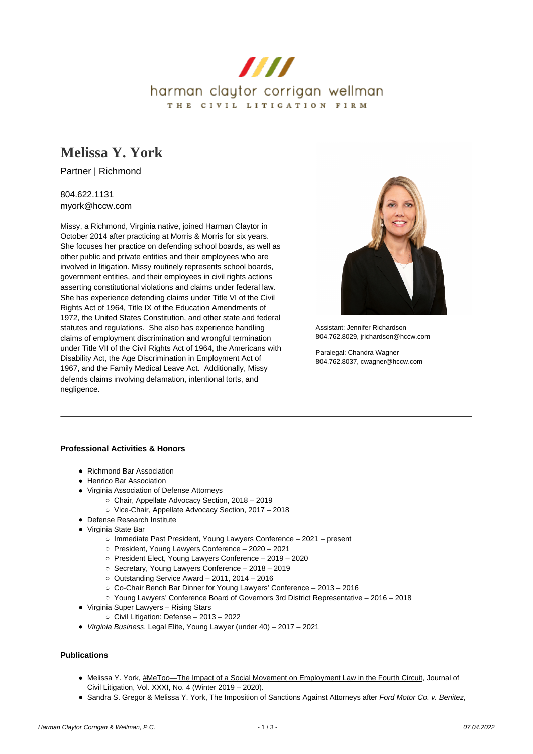harman claytor corrigan wellman

THE CIVIL LITIGATION FIRM

# Melissa Y. York

Partner | Richmond

804.622.1131
myork@hccw.com

Missy, a Richmond, Virginia native, joined Harman Claytor in October 2014 after practicing at Morris & Morris for six years. She focuses her practice on defending school boards, as well as other public and private entities and their employees who are involved in litigation. Missy routinely represents school boards, government entities, and their employees in civil rights actions asserting constitutional violations and claims under federal law. She has experience defending claims under Title VI of the Civil Rights Act of 1964, Title IX of the Education Amendments of 1972, the United States Constitution, and other state and federal statutes and regulations. She also has experience handling claims of employment discrimination and wrongful termination under Title VII of the Civil Rights Act of 1964, the Americans with Disability Act, the Age Discrimination in Employment Act of 1967, and the Family Medical Leave Act. Additionally, Missy defends claims involving defamation, intentional torts, and negligence.

Assistant: Jennifer Richardson
804.762.8029, jrichardson@hccw.com

Paralegal: Chandra Wagner
804.762.8037, cwagner@hccw.com

---

### Professional Activities & Honors

- Richmond Bar Association
- Henrico Bar Association
- Virginia Association of Defense Attorneys
  - Chair, Appellate Advocacy Section, 2018 – 2019
  - Vice-Chair, Appellate Advocacy Section, 2017 – 2018
- Defense Research Institute
- Virginia State Bar
  - Immediate Past President, Young Lawyers Conference – 2021 – present
  - President, Young Lawyers Conference – 2020 – 2021
  - President Elect, Young Lawyers Conference – 2019 – 2020
  - Secretary, Young Lawyers Conference – 2018 – 2019
  - Outstanding Service Award – 2011, 2014 – 2016
  - Co-Chair Bench Bar Dinner for Young Lawyers' Conference – 2013 – 2016
  - Young Lawyers' Conference Board of Governors 3rd District Representative – 2016 – 2018
- Virginia Super Lawyers – Rising Stars
  - Civil Litigation: Defense – 2013 – 2022
- *Virginia Business*, Legal Elite, Young Lawyer (under 40) – 2017 – 2021

### Publications

- Melissa Y. York, #MeToo—The Impact of a Social Movement on Employment Law in the Fourth Circuit, Journal of Civil Litigation, Vol. XXXI, No. 4 (Winter 2019 – 2020).
- Sandra S. Gregor & Melissa Y. York, The Imposition of Sanctions Against Attorneys after *Ford Motor Co. v. Benitez*,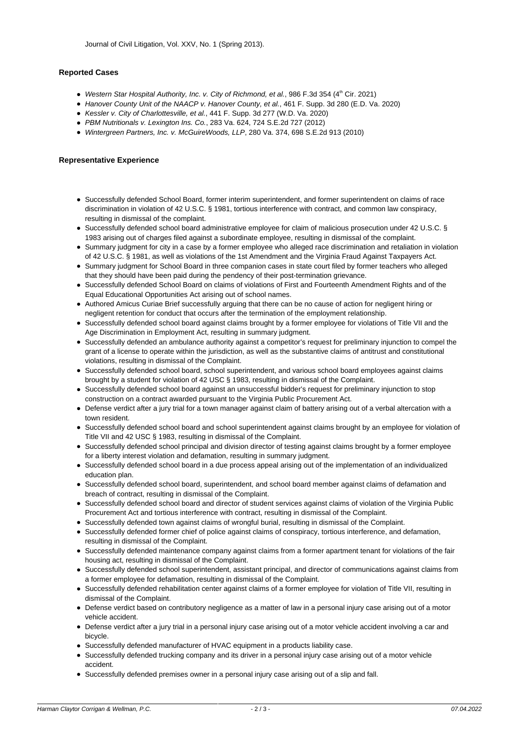Journal of Civil Litigation, Vol. XXV, No. 1 (Spring 2013).

### Reported Cases

- *Western Star Hospital Authority, Inc. v. City of Richmond, et al.*, 986 F.3d 354 (4th Cir. 2021)
- *Hanover County Unit of the NAACP v. Hanover County, et al.*, 461 F. Supp. 3d 280 (E.D. Va. 2020)
- *Kessler v. City of Charlottesville, et al.*, 441 F. Supp. 3d 277 (W.D. Va. 2020)
- *PBM Nutritionals v. Lexington Ins. Co.*, 283 Va. 624, 724 S.E.2d 727 (2012)
- *Wintergreen Partners, Inc. v. McGuireWoods, LLP*, 280 Va. 374, 698 S.E.2d 913 (2010)

### Representative Experience

- Successfully defended School Board, former interim superintendent, and former superintendent on claims of race discrimination in violation of 42 U.S.C. § 1981, tortious interference with contract, and common law conspiracy, resulting in dismissal of the complaint.
- Successfully defended school board administrative employee for claim of malicious prosecution under 42 U.S.C. § 1983 arising out of charges filed against a subordinate employee, resulting in dismissal of the complaint.
- Summary judgment for city in a case by a former employee who alleged race discrimination and retaliation in violation of 42 U.S.C. § 1981, as well as violations of the 1st Amendment and the Virginia Fraud Against Taxpayers Act.
- Summary judgment for School Board in three companion cases in state court filed by former teachers who alleged that they should have been paid during the pendency of their post-termination grievance.
- Successfully defended School Board on claims of violations of First and Fourteenth Amendment Rights and of the Equal Educational Opportunities Act arising out of school names.
- Authored Amicus Curiae Brief successfully arguing that there can be no cause of action for negligent hiring or negligent retention for conduct that occurs after the termination of the employment relationship.
- Successfully defended school board against claims brought by a former employee for violations of Title VII and the Age Discrimination in Employment Act, resulting in summary judgment.
- Successfully defended an ambulance authority against a competitor's request for preliminary injunction to compel the grant of a license to operate within the jurisdiction, as well as the substantive claims of antitrust and constitutional violations, resulting in dismissal of the Complaint.
- Successfully defended school board, school superintendent, and various school board employees against claims brought by a student for violation of 42 USC § 1983, resulting in dismissal of the Complaint.
- Successfully defended school board against an unsuccessful bidder's request for preliminary injunction to stop construction on a contract awarded pursuant to the Virginia Public Procurement Act.
- Defense verdict after a jury trial for a town manager against claim of battery arising out of a verbal altercation with a town resident.
- Successfully defended school board and school superintendent against claims brought by an employee for violation of Title VII and 42 USC § 1983, resulting in dismissal of the Complaint.
- Successfully defended school principal and division director of testing against claims brought by a former employee for a liberty interest violation and defamation, resulting in summary judgment.
- Successfully defended school board in a due process appeal arising out of the implementation of an individualized education plan.
- Successfully defended school board, superintendent, and school board member against claims of defamation and breach of contract, resulting in dismissal of the Complaint.
- Successfully defended school board and director of student services against claims of violation of the Virginia Public Procurement Act and tortious interference with contract, resulting in dismissal of the Complaint.
- Successfully defended town against claims of wrongful burial, resulting in dismissal of the Complaint.
- Successfully defended former chief of police against claims of conspiracy, tortious interference, and defamation, resulting in dismissal of the Complaint.
- Successfully defended maintenance company against claims from a former apartment tenant for violations of the fair housing act, resulting in dismissal of the Complaint.
- Successfully defended school superintendent, assistant principal, and director of communications against claims from a former employee for defamation, resulting in dismissal of the Complaint.
- Successfully defended rehabilitation center against claims of a former employee for violation of Title VII, resulting in dismissal of the Complaint.
- Defense verdict based on contributory negligence as a matter of law in a personal injury case arising out of a motor vehicle accident.
- Defense verdict after a jury trial in a personal injury case arising out of a motor vehicle accident involving a car and bicycle.
- Successfully defended manufacturer of HVAC equipment in a products liability case.
- Successfully defended trucking company and its driver in a personal injury case arising out of a motor vehicle accident.
- Successfully defended premises owner in a personal injury case arising out of a slip and fall.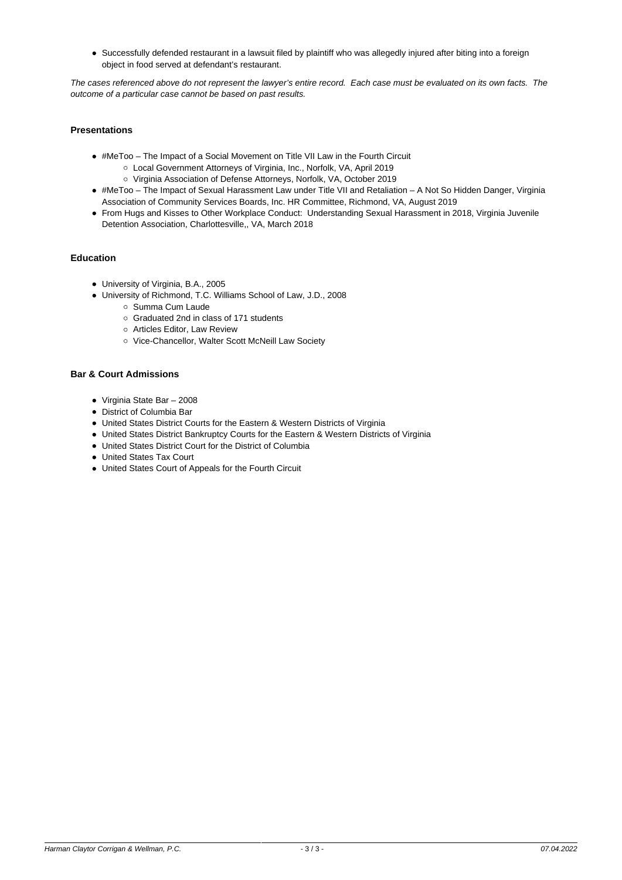- Successfully defended restaurant in a lawsuit filed by plaintiff who was allegedly injured after biting into a foreign object in food served at defendant's restaurant.

*The cases referenced above do not represent the lawyer's entire record. Each case must be evaluated on its own facts. The outcome of a particular case cannot be based on past results.*

### Presentations

- #MeToo – The Impact of a Social Movement on Title VII Law in the Fourth Circuit
  - Local Government Attorneys of Virginia, Inc., Norfolk, VA, April 2019
  - Virginia Association of Defense Attorneys, Norfolk, VA, October 2019
- #MeToo – The Impact of Sexual Harassment Law under Title VII and Retaliation – A Not So Hidden Danger, Virginia Association of Community Services Boards, Inc. HR Committee, Richmond, VA, August 2019
- From Hugs and Kisses to Other Workplace Conduct: Understanding Sexual Harassment in 2018, Virginia Juvenile Detention Association, Charlottesville,, VA, March 2018

### Education

- University of Virginia, B.A., 2005
- University of Richmond, T.C. Williams School of Law, J.D., 2008
  - Summa Cum Laude
  - Graduated 2nd in class of 171 students
  - Articles Editor, Law Review
  - Vice-Chancellor, Walter Scott McNeill Law Society

### Bar & Court Admissions

- Virginia State Bar – 2008
- District of Columbia Bar
- United States District Courts for the Eastern & Western Districts of Virginia
- United States District Bankruptcy Courts for the Eastern & Western Districts of Virginia
- United States District Court for the District of Columbia
- United States Tax Court
- United States Court of Appeals for the Fourth Circuit